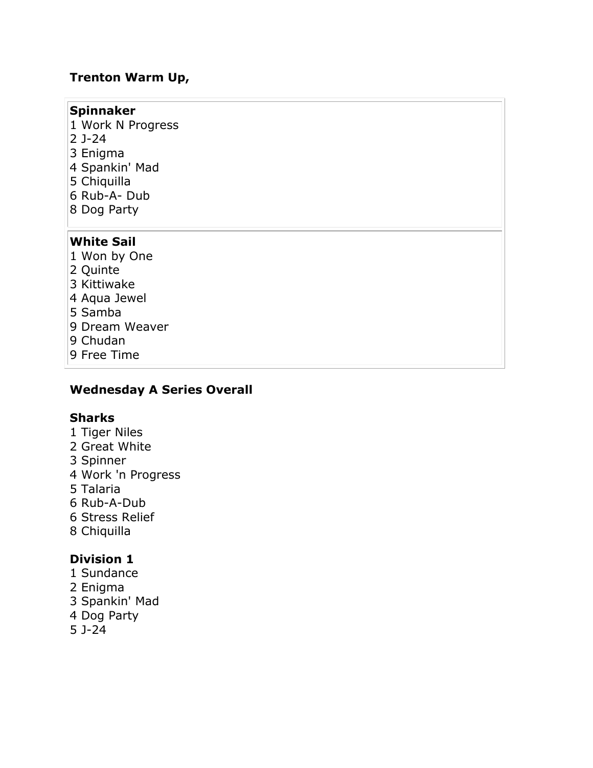**Trenton Warm Up,**

**Spinnaker**

1 Work N Progress
2 J-24
3 Enigma
4 Spankin' Mad
5 Chiquilla
6 Rub-A- Dub
8 Dog Party

**White Sail**

1 Won by One
2 Quinte
3 Kittiwake
4 Aqua Jewel
5 Samba
9 Dream Weaver
9 Chudan
9 Free Time

**Wednesday A Series Overall**

**Sharks**

1 Tiger Niles
2 Great White
3 Spinner
4 Work 'n Progress
5 Talaria
6 Rub-A-Dub
6 Stress Relief
8 Chiquilla

**Division 1**

1 Sundance
2 Enigma
3 Spankin' Mad
4 Dog Party
5 J-24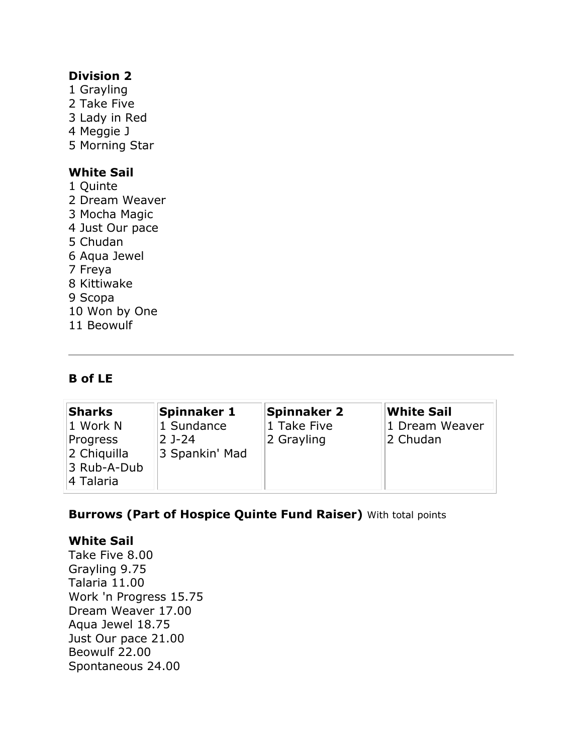**Division 2**
1 Grayling
2 Take Five
3 Lady in Red
4 Meggie J
5 Morning Star

**White Sail**
1 Quinte
2 Dream Weaver
3 Mocha Magic
4 Just Our pace
5 Chudan
6 Aqua Jewel
7 Freya
8 Kittiwake
9 Scopa
10 Won by One
11 Beowulf

---

**B of LE**

| **Sharks** | **Spinnaker 1** | **Spinnaker 2** | **White Sail** |
|---|---|---|---|
| 1 Work N Progress<br>2 Chiquilla<br>3 Rub-A-Dub<br>4 Talaria | 1 Sundance<br>2 J-24<br>3 Spankin' Mad | 1 Take Five<br>2 Grayling | 1 Dream Weaver<br>2 Chudan |

**Burrows (Part of Hospice Quinte Fund Raiser)** With total points

**White Sail**
Take Five 8.00
Grayling 9.75
Talaria 11.00
Work 'n Progress 15.75
Dream Weaver 17.00
Aqua Jewel 18.75
Just Our pace 21.00
Beowulf 22.00
Spontaneous 24.00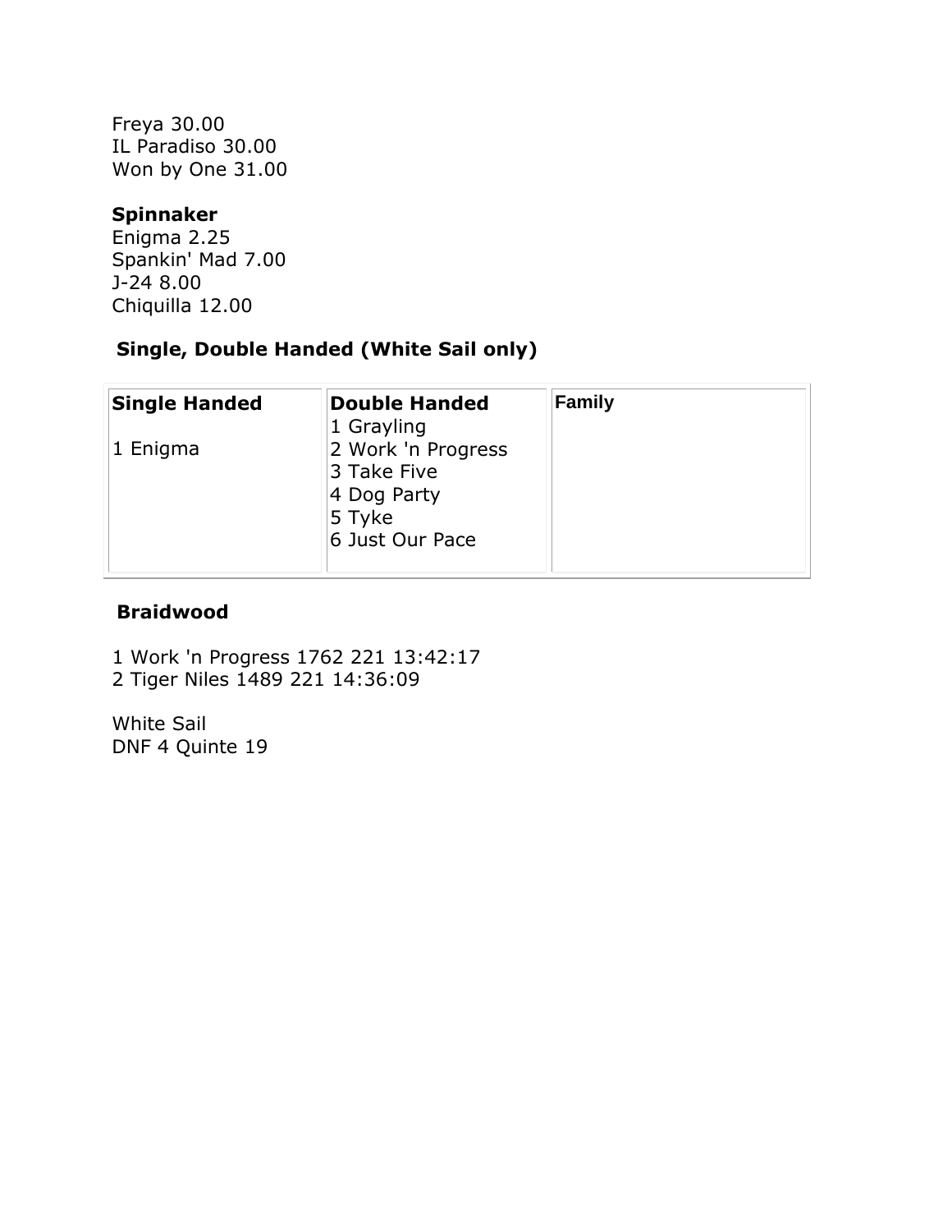Freya 30.00
IL Paradiso 30.00
Won by One 31.00

**Spinnaker**
Enigma 2.25
Spankin' Mad 7.00
J-24 8.00
Chiquilla 12.00

### Single, Double Handed (White Sail only)

| **Single Handed** | **Double Handed** | **Family** |
| --- | --- | --- |
| 1 Enigma | 1 Grayling<br>2 Work 'n Progress<br>3 Take Five<br>4 Dog Party<br>5 Tyke<br>6 Just Our Pace | |

### Braidwood

1 Work 'n Progress 1762 221 13:42:17
2 Tiger Niles 1489 221 14:36:09

White Sail
DNF 4 Quinte 19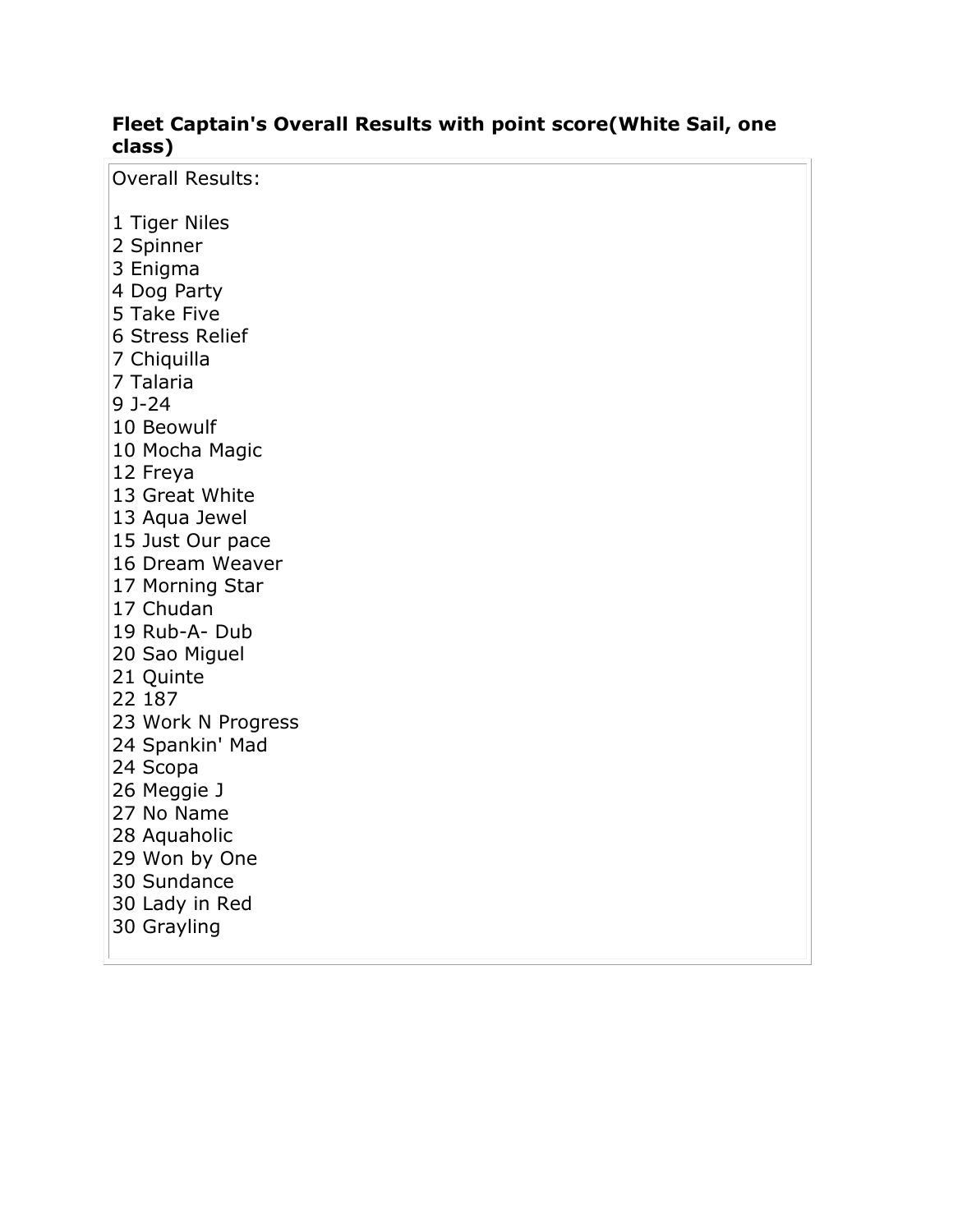### Fleet Captain's Overall Results with point score(White Sail, one class)

Overall Results:

1 Tiger Niles
2 Spinner
3 Enigma
4 Dog Party
5 Take Five
6 Stress Relief
7 Chiquilla
7 Talaria
9 J-24
10 Beowulf
10 Mocha Magic
12 Freya
13 Great White
13 Aqua Jewel
15 Just Our pace
16 Dream Weaver
17 Morning Star
17 Chudan
19 Rub-A- Dub
20 Sao Miguel
21 Quinte
22 187
23 Work N Progress
24 Spankin' Mad
24 Scopa
26 Meggie J
27 No Name
28 Aquaholic
29 Won by One
30 Sundance
30 Lady in Red
30 Grayling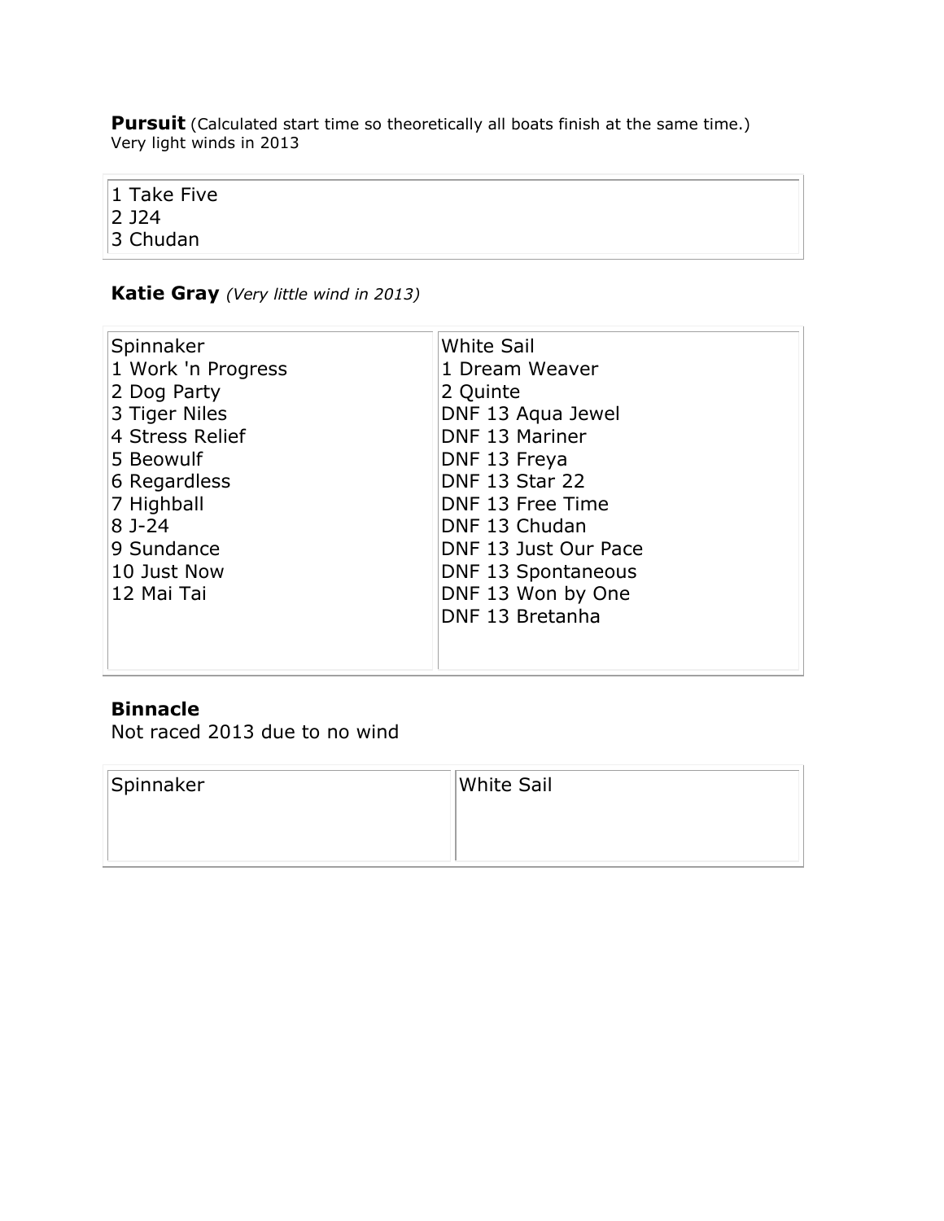**Pursuit** (Calculated start time so theoretically all boats finish at the same time.)
Very light winds in 2013

| |
|---|
| 1 Take Five<br>2 J24<br>3 Chudan |

### Katie Gray *(Very little wind in 2013)*

| Spinnaker | White Sail |
|---|---|
| 1 Work 'n Progress | 1 Dream Weaver |
| 2 Dog Party | 2 Quinte |
| 3 Tiger Niles | DNF 13 Aqua Jewel |
| 4 Stress Relief | DNF 13 Mariner |
| 5 Beowulf | DNF 13 Freya |
| 6 Regardless | DNF 13 Star 22 |
| 7 Highball | DNF 13 Free Time |
| 8 J-24 | DNF 13 Chudan |
| 9 Sundance | DNF 13 Just Our Pace |
| 10 Just Now | DNF 13 Spontaneous |
| 12 Mai Tai | DNF 13 Won by One |
| | DNF 13 Bretanha |

### Binnacle
Not raced 2013 due to no wind

| Spinnaker | White Sail |
|---|---|
| | |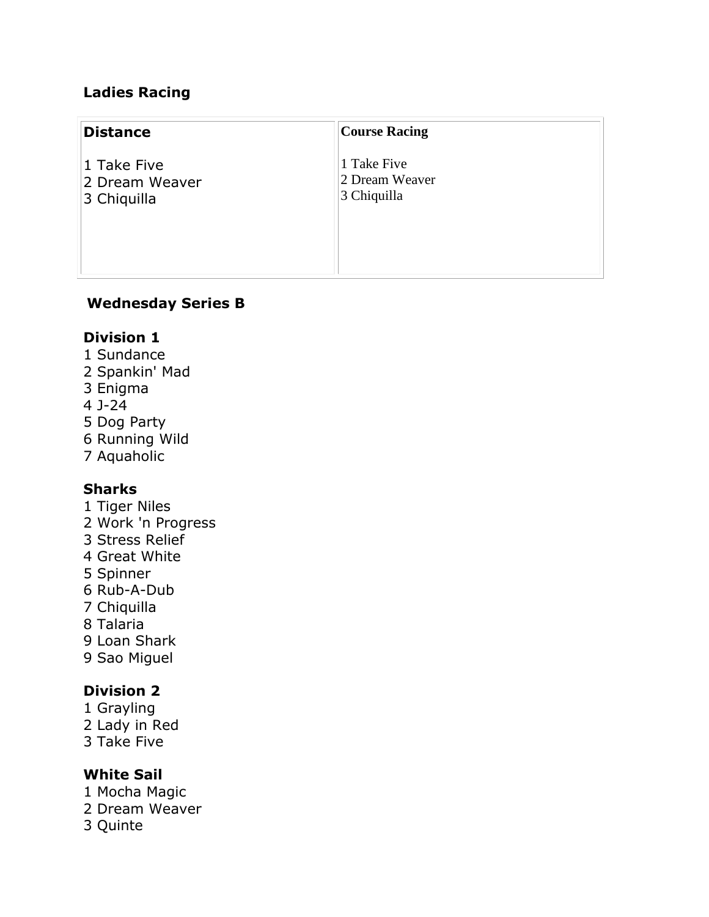**Ladies Racing**

| Distance | Course Racing |
| --- | --- |
| 1 Take Five<br>2 Dream Weaver<br>3 Chiquilla | 1 Take Five<br>2 Dream Weaver<br>3 Chiquilla |

**Wednesday Series B**

**Division 1**
1 Sundance
2 Spankin' Mad
3 Enigma
4 J-24
5 Dog Party
6 Running Wild
7 Aquaholic

**Sharks**
1 Tiger Niles
2 Work 'n Progress
3 Stress Relief
4 Great White
5 Spinner
6 Rub-A-Dub
7 Chiquilla
8 Talaria
9 Loan Shark
9 Sao Miguel

**Division 2**
1 Grayling
2 Lady in Red
3 Take Five

**White Sail**
1 Mocha Magic
2 Dream Weaver
3 Quinte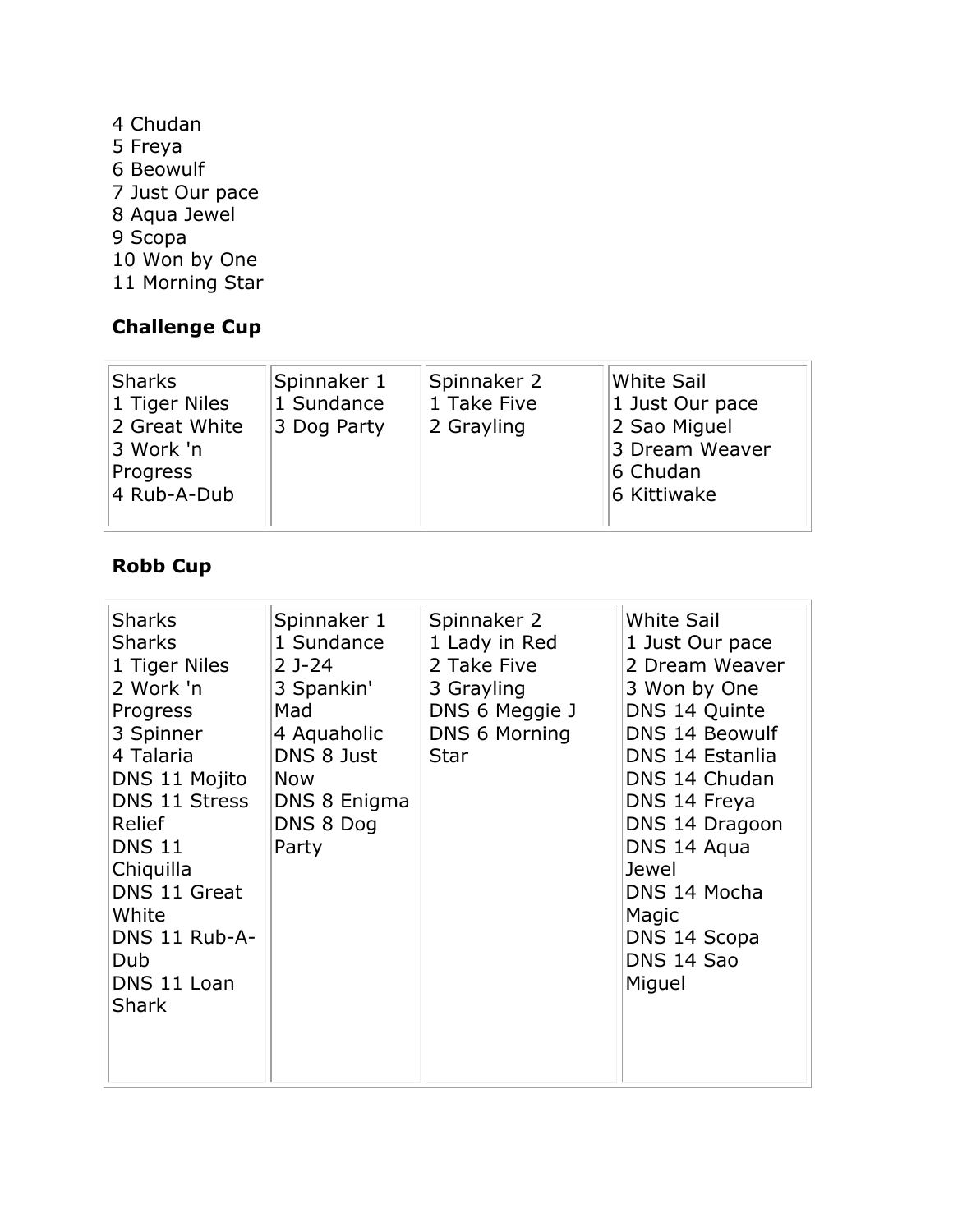4 Chudan
5 Freya
6 Beowulf
7 Just Our pace
8 Aqua Jewel
9 Scopa
10 Won by One
11 Morning Star

### Challenge Cup

| Sharks | Spinnaker 1 | Spinnaker 2 | White Sail |
|---|---|---|---|
| 1 Tiger Niles | 1 Sundance | 1 Take Five | 1 Just Our pace |
| 2 Great White | 3 Dog Party | 2 Grayling | 2 Sao Miguel |
| 3 Work 'n Progress | | | 3 Dream Weaver |
| 4 Rub-A-Dub | | | 6 Chudan |
| | | | 6 Kittiwake |

### Robb Cup

| Sharks | Spinnaker 1 | Spinnaker 2 | White Sail |
|---|---|---|---|
| Sharks | 1 Sundance | 1 Lady in Red | 1 Just Our pace |
| 1 Tiger Niles | 2 J-24 | 2 Take Five | 2 Dream Weaver |
| 2 Work 'n Progress | 3 Spankin' Mad | 3 Grayling | 3 Won by One |
| 3 Spinner | 4 Aquaholic | DNS 6 Meggie J | DNS 14 Quinte |
| 4 Talaria | DNS 8 Just Now | DNS 6 Morning Star | DNS 14 Beowulf |
| DNS 11 Mojito | DNS 8 Enigma | | DNS 14 Estanlia |
| DNS 11 Stress Relief | DNS 8 Dog Party | | DNS 14 Chudan |
| DNS 11 Chiquilla | | | DNS 14 Freya |
| DNS 11 Great White | | | DNS 14 Dragoon |
| DNS 11 Rub-A-Dub | | | DNS 14 Aqua Jewel |
| DNS 11 Loan Shark | | | DNS 14 Mocha Magic |
| | | | DNS 14 Scopa |
| | | | DNS 14 Sao Miguel |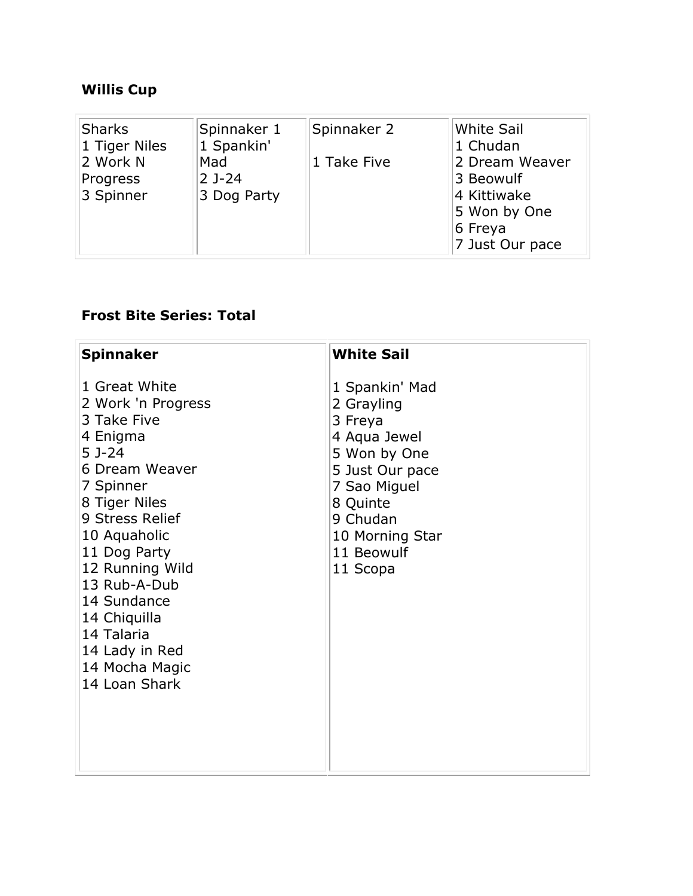**Willis Cup**

| Sharks | Spinnaker 1 | Spinnaker 2 | White Sail |
|---|---|---|---|
| 1 Tiger Niles | 1 Spankin' Mad | 1 Take Five | 1 Chudan |
| 2 Work N Progress | 2 J-24 | | 2 Dream Weaver |
| 3 Spinner | 3 Dog Party | | 3 Beowulf |
| | | | 4 Kittiwake |
| | | | 5 Won by One |
| | | | 6 Freya |
| | | | 7 Just Our pace |

**Frost Bite Series: Total**

| **Spinnaker** | **White Sail** |
|---|---|
| 1 Great White | 1 Spankin' Mad |
| 2 Work 'n Progress | 2 Grayling |
| 3 Take Five | 3 Freya |
| 4 Enigma | 4 Aqua Jewel |
| 5 J-24 | 5 Won by One |
| 6 Dream Weaver | 5 Just Our pace |
| 7 Spinner | 7 Sao Miguel |
| 8 Tiger Niles | 8 Quinte |
| 9 Stress Relief | 9 Chudan |
| 10 Aquaholic | 10 Morning Star |
| 11 Dog Party | 11 Beowulf |
| 12 Running Wild | 11 Scopa |
| 13 Rub-A-Dub | |
| 14 Sundance | |
| 14 Chiquilla | |
| 14 Talaria | |
| 14 Lady in Red | |
| 14 Mocha Magic | |
| 14 Loan Shark | |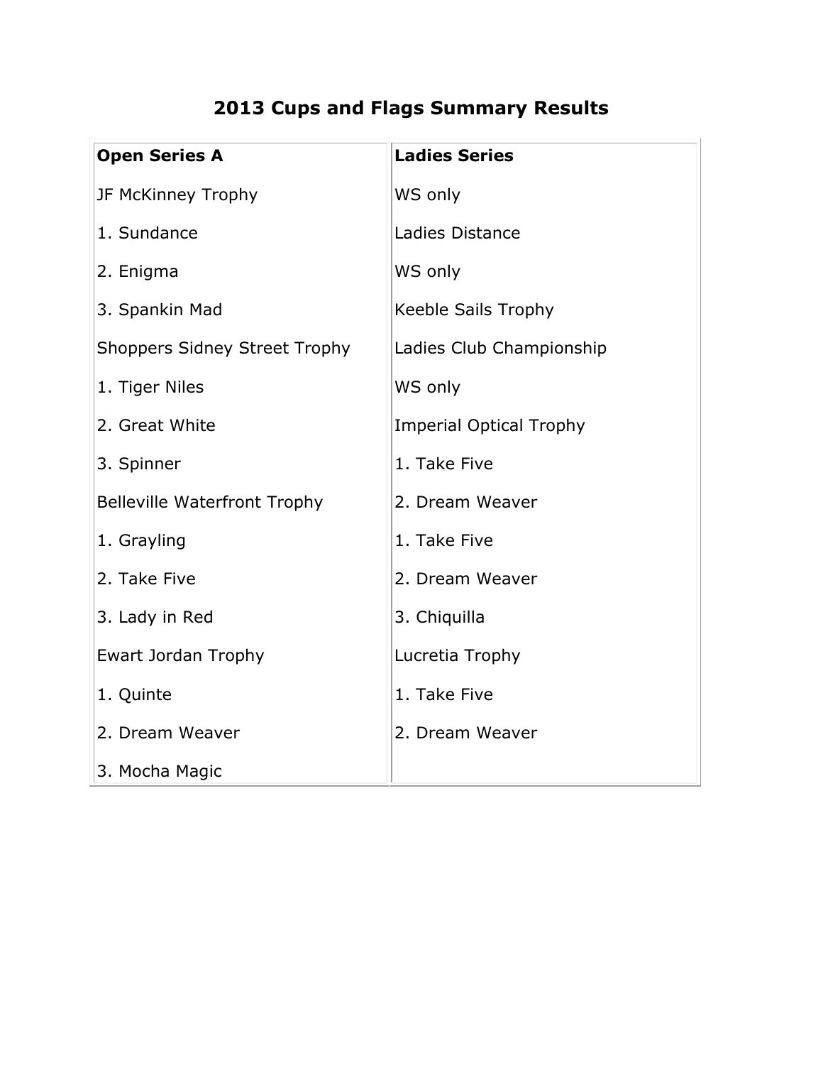# 2013 Cups and Flags Summary Results

| Open Series A | Ladies Series |
|---|---|
| JF McKinney Trophy | WS only |
| 1. Sundance | Ladies Distance |
| 2. Enigma | WS only |
| 3. Spankin Mad | Keeble Sails Trophy |
| Shoppers Sidney Street Trophy | Ladies Club Championship |
| 1. Tiger Niles | WS only |
| 2. Great White | Imperial Optical Trophy |
| 3. Spinner | 1. Take Five |
| Belleville Waterfront Trophy | 2. Dream Weaver |
| 1. Grayling | 1. Take Five |
| 2. Take Five | 2. Dream Weaver |
| 3. Lady in Red | 3. Chiquilla |
| Ewart Jordan Trophy | Lucretia Trophy |
| 1. Quinte | 1. Take Five |
| 2. Dream Weaver | 2. Dream Weaver |
| 3. Mocha Magic | |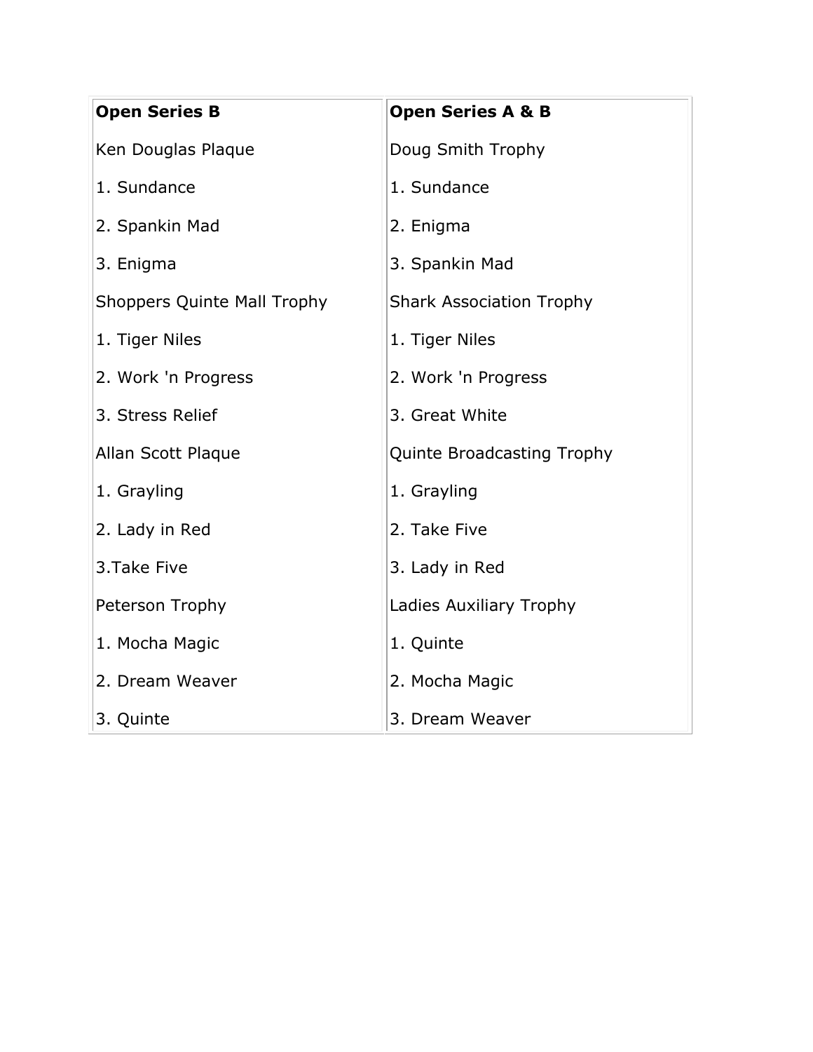| **Open Series B** | **Open Series A & B** |
|---|---|
| Ken Douglas Plaque | Doug Smith Trophy |
| 1. Sundance | 1. Sundance |
| 2. Spankin Mad | 2. Enigma |
| 3. Enigma | 3. Spankin Mad |
| Shoppers Quinte Mall Trophy | Shark Association Trophy |
| 1. Tiger Niles | 1. Tiger Niles |
| 2. Work 'n Progress | 2. Work 'n Progress |
| 3. Stress Relief | 3. Great White |
| Allan Scott Plaque | Quinte Broadcasting Trophy |
| 1. Grayling | 1. Grayling |
| 2. Lady in Red | 2. Take Five |
| 3.Take Five | 3. Lady in Red |
| Peterson Trophy | Ladies Auxiliary Trophy |
| 1. Mocha Magic | 1. Quinte |
| 2. Dream Weaver | 2. Mocha Magic |
| 3. Quinte | 3. Dream Weaver |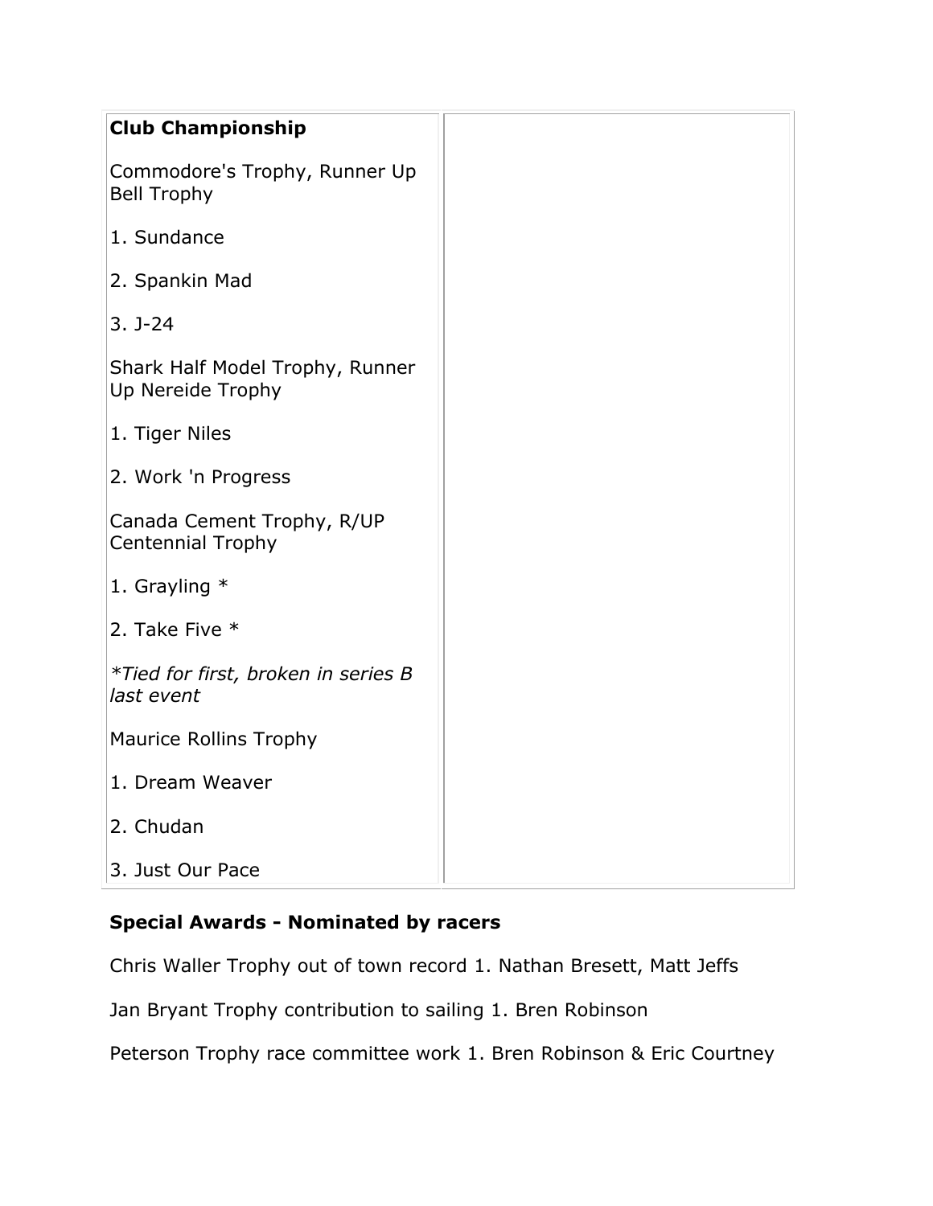| **Club Championship**<br><br>Commodore's Trophy, Runner Up Bell Trophy<br><br>1. Sundance<br><br>2. Spankin Mad<br><br>3. J-24<br><br>Shark Half Model Trophy, Runner Up Nereide Trophy<br><br>1. Tiger Niles<br><br>2. Work 'n Progress<br><br>Canada Cement Trophy, R/UP Centennial Trophy<br><br>1. Grayling *<br><br>2. Take Five *<br><br>*\*Tied for first, broken in series B last event*<br><br>Maurice Rollins Trophy<br><br>1. Dream Weaver<br><br>2. Chudan<br><br>3. Just Our Pace | |
|---|---|

**Special Awards - Nominated by racers**

Chris Waller Trophy out of town record 1. Nathan Bresett, Matt Jeffs

Jan Bryant Trophy contribution to sailing 1. Bren Robinson

Peterson Trophy race committee work 1. Bren Robinson & Eric Courtney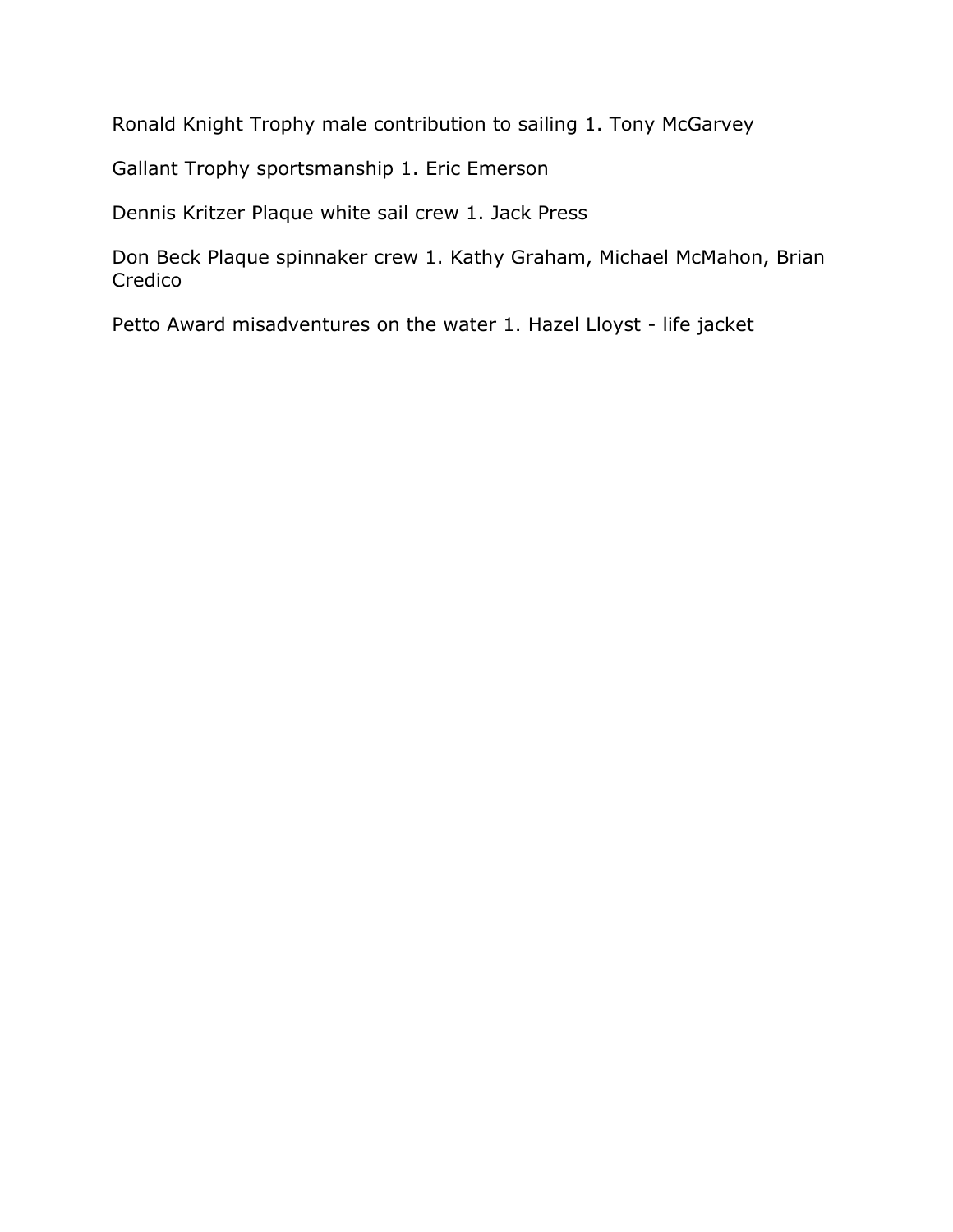Ronald Knight Trophy male contribution to sailing 1. Tony McGarvey

Gallant Trophy sportsmanship 1. Eric Emerson

Dennis Kritzer Plaque white sail crew 1. Jack Press

Don Beck Plaque spinnaker crew 1. Kathy Graham, Michael McMahon, Brian Credico

Petto Award misadventures on the water 1. Hazel Lloyst - life jacket